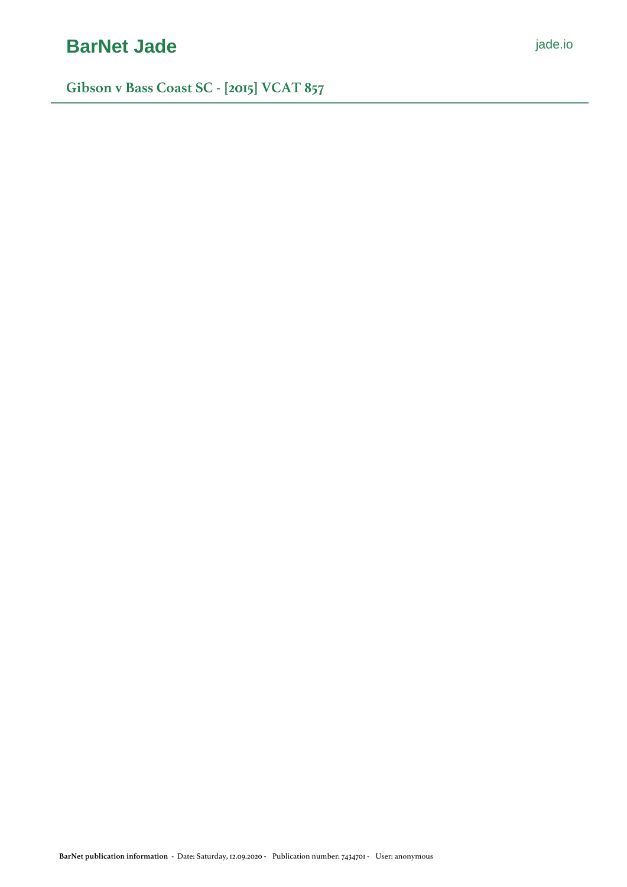# Gibson v Bass Coast SC - [2015] VCAT 857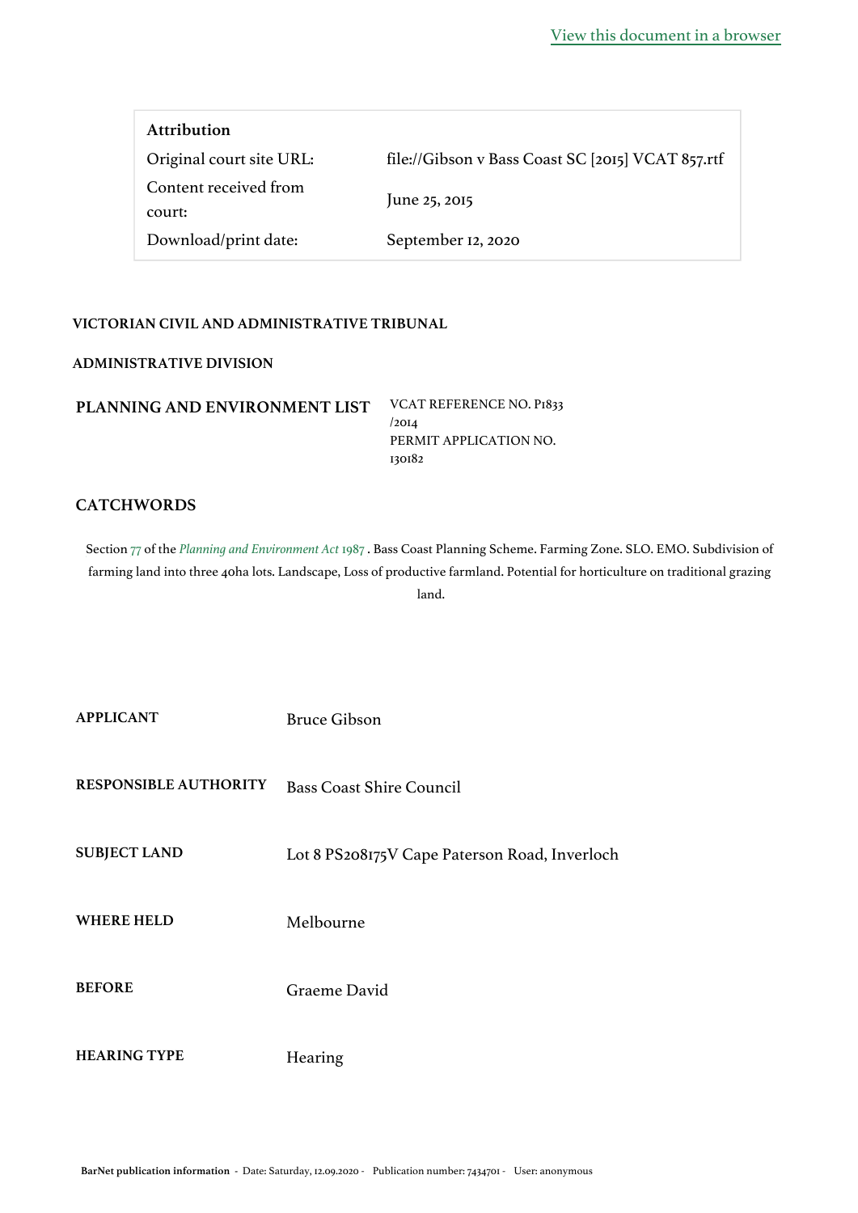[View this document in a browser]

| **Attribution** | |
|---|---|
| Original court site URL: | file://Gibson v Bass Coast SC [2015] VCAT 857.rtf |
| Content received from court: | June 25, 2015 |
| Download/print date: | September 12, 2020 |

**VICTORIAN CIVIL AND ADMINISTRATIVE TRIBUNAL**

**ADMINISTRATIVE DIVISION**

**PLANNING AND ENVIRONMENT LIST**

VCAT REFERENCE NO. P1833 /2014
PERMIT APPLICATION NO. 130182

## CATCHWORDS

Section 77 of the *Planning and Environment Act* 1987 . Bass Coast Planning Scheme. Farming Zone. SLO. EMO. Subdivision of farming land into three 40ha lots. Landscape, Loss of productive farmland. Potential for horticulture on traditional grazing land.

| | |
|---|---|
| **APPLICANT** | Bruce Gibson |
| **RESPONSIBLE AUTHORITY** | Bass Coast Shire Council |
| **SUBJECT LAND** | Lot 8 PS208175V Cape Paterson Road, Inverloch |
| **WHERE HELD** | Melbourne |
| **BEFORE** | Graeme David |
| **HEARING TYPE** | Hearing |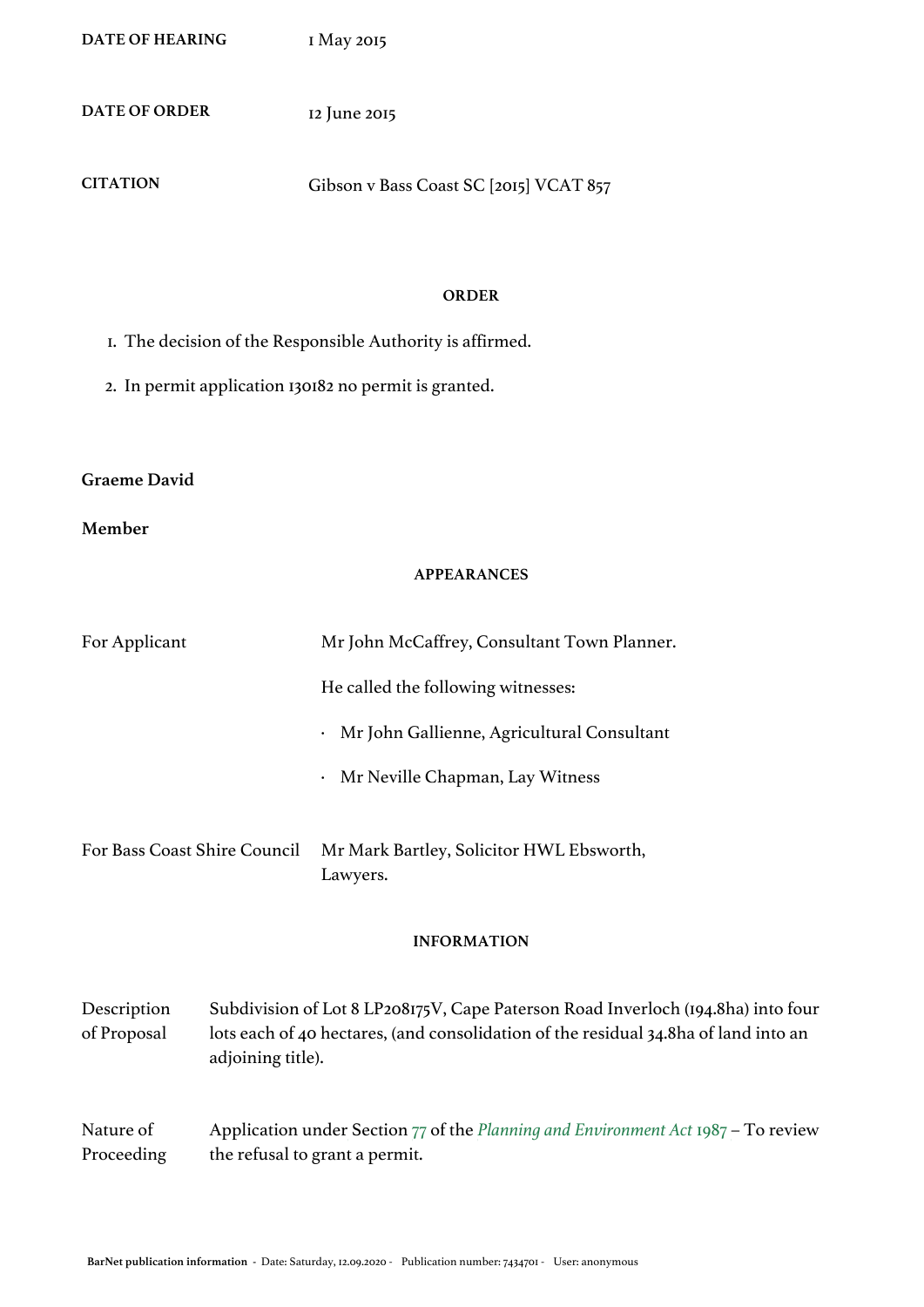| | |
|---|---|
| **DATE OF HEARING** | 1 May 2015 |
| **DATE OF ORDER** | 12 June 2015 |
| **CITATION** | Gibson v Bass Coast SC [2015] VCAT 857 |

**ORDER**

1. The decision of the Responsible Authority is affirmed.
2. In permit application 130182 no permit is granted.

**Graeme David**

**Member**

**APPEARANCES**

| | |
|---|---|
| For Applicant | Mr John McCaffrey, Consultant Town Planner.<br>He called the following witnesses:<br>· Mr John Gallienne, Agricultural Consultant<br>· Mr Neville Chapman, Lay Witness |
| For Bass Coast Shire Council | Mr Mark Bartley, Solicitor HWL Ebsworth, Lawyers. |

**INFORMATION**

| | |
|---|---|
| Description of Proposal | Subdivision of Lot 8 LP208175V, Cape Paterson Road Inverloch (194.8ha) into four lots each of 40 hectares, (and consolidation of the residual 34.8ha of land into an adjoining title). |
| Nature of Proceeding | Application under Section 77 of the *Planning and Environment Act 1987* – To review the refusal to grant a permit. |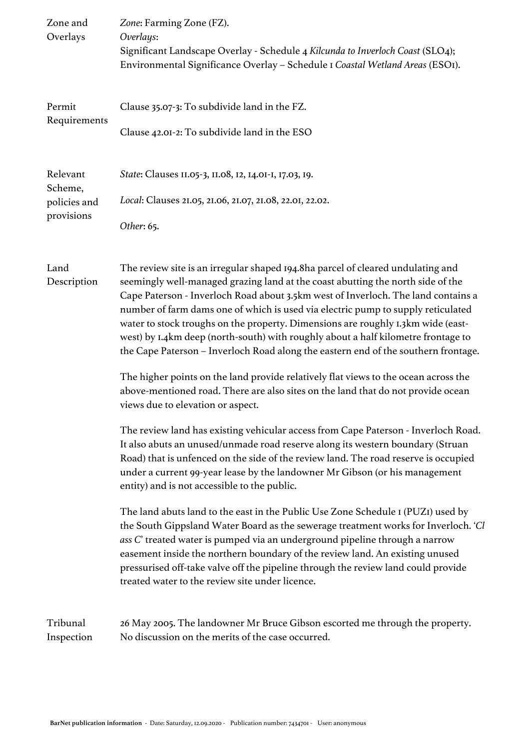| | |
|---|---|
| Zone and Overlays | *Zone*: Farming Zone (FZ).<br>*Overlays*:<br>Significant Landscape Overlay - Schedule 4 *Kilcunda to Inverloch Coast* (SLO4);<br>Environmental Significance Overlay – Schedule 1 *Coastal Wetland Areas* (ESO1). |
| Permit Requirements | Clause 35.07-3: To subdivide land in the FZ.<br><br>Clause 42.01-2: To subdivide land in the ESO |
| Relevant Scheme, policies and provisions | *State*: Clauses 11.05-3, 11.08, 12, 14.01-1, 17.03, 19.<br><br>*Local*: Clauses 21.05, 21.06, 21.07, 21.08, 22.01, 22.02.<br><br>*Other*: 65. |
| Land Description | The review site is an irregular shaped 194.8ha parcel of cleared undulating and seemingly well-managed grazing land at the coast abutting the north side of the Cape Paterson - Inverloch Road about 3.5km west of Inverloch. The land contains a number of farm dams one of which is used via electric pump to supply reticulated water to stock troughs on the property. Dimensions are roughly 1.3km wide (east-west) by 1.4km deep (north-south) with roughly about a half kilometre frontage to the Cape Paterson – Inverloch Road along the eastern end of the southern frontage.<br><br>The higher points on the land provide relatively flat views to the ocean across the above-mentioned road. There are also sites on the land that do not provide ocean views due to elevation or aspect.<br><br>The review land has existing vehicular access from Cape Paterson - Inverloch Road. It also abuts an unused/unmade road reserve along its western boundary (Struan Road) that is unfenced on the side of the review land. The road reserve is occupied under a current 99-year lease by the landowner Mr Gibson (or his management entity) and is not accessible to the public.<br><br>The land abuts land to the east in the Public Use Zone Schedule 1 (PUZ1) used by the South Gippsland Water Board as the sewerage treatment works for Inverloch. '*Class C*' treated water is pumped via an underground pipeline through a narrow easement inside the northern boundary of the review land. An existing unused pressurised off-take valve off the pipeline through the review land could provide treated water to the review site under licence. |
| Tribunal Inspection | 26 May 2005. The landowner Mr Bruce Gibson escorted me through the property. No discussion on the merits of the case occurred. |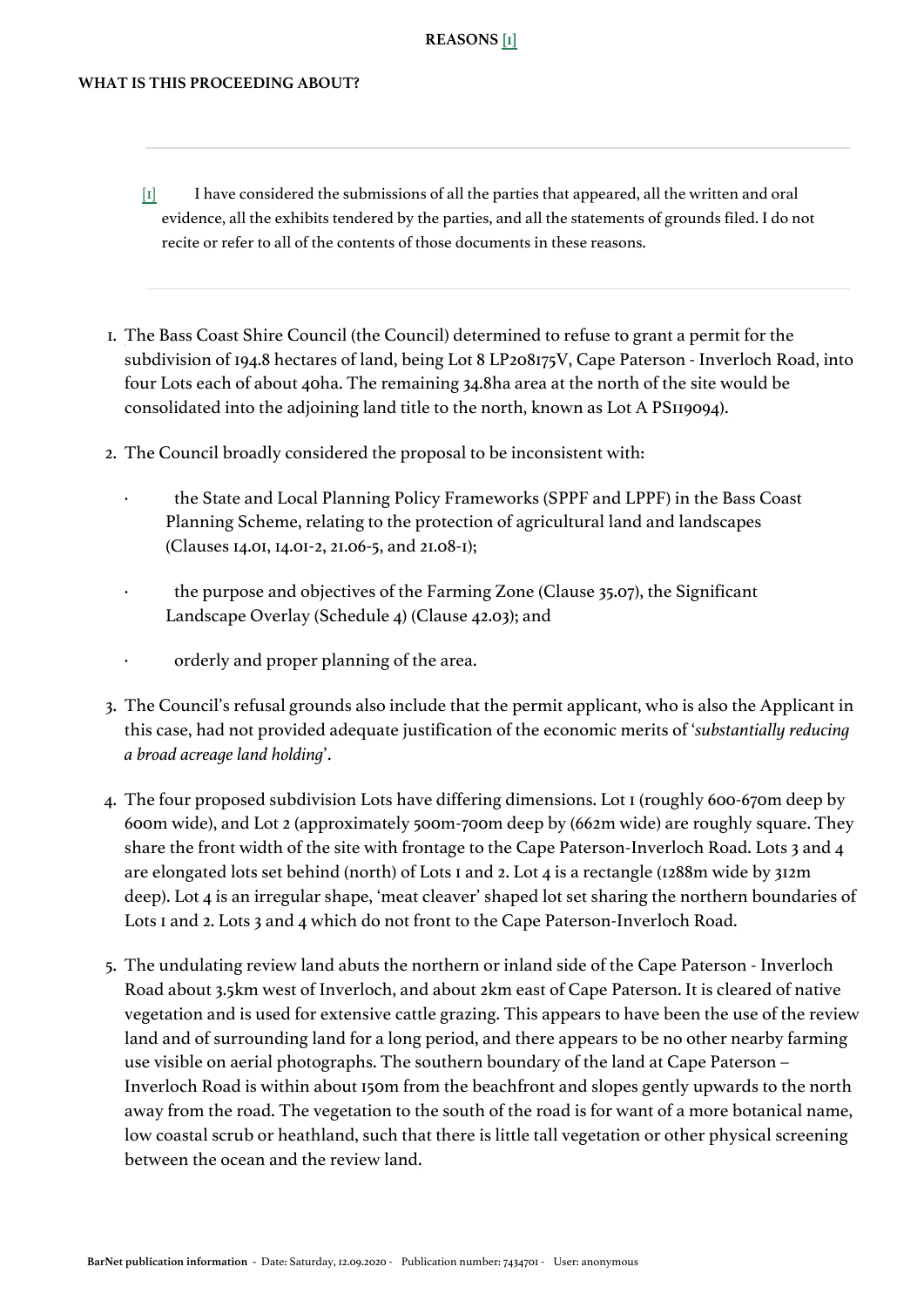**REASONS [1]**

**WHAT IS THIS PROCEEDING ABOUT?**

---

[1] I have considered the submissions of all the parties that appeared, all the written and oral evidence, all the exhibits tendered by the parties, and all the statements of grounds filed. I do not recite or refer to all of the contents of those documents in these reasons.

---

1. The Bass Coast Shire Council (the Council) determined to refuse to grant a permit for the subdivision of 194.8 hectares of land, being Lot 8 LP208175V, Cape Paterson - Inverloch Road, into four Lots each of about 40ha. The remaining 34.8ha area at the north of the site would be consolidated into the adjoining land title to the north, known as Lot A PS119094).

2. The Council broadly considered the proposal to be inconsistent with:

   - the State and Local Planning Policy Frameworks (SPPF and LPPF) in the Bass Coast Planning Scheme, relating to the protection of agricultural land and landscapes (Clauses 14.01, 14.01-2, 21.06-5, and 21.08-1);
   - the purpose and objectives of the Farming Zone (Clause 35.07), the Significant Landscape Overlay (Schedule 4) (Clause 42.03); and
   - orderly and proper planning of the area.

3. The Council's refusal grounds also include that the permit applicant, who is also the Applicant in this case, had not provided adequate justification of the economic merits of '*substantially reducing a broad acreage land holding*'.

4. The four proposed subdivision Lots have differing dimensions. Lot 1 (roughly 600-670m deep by 600m wide), and Lot 2 (approximately 500m-700m deep by (662m wide) are roughly square. They share the front width of the site with frontage to the Cape Paterson-Inverloch Road. Lots 3 and 4 are elongated lots set behind (north) of Lots 1 and 2. Lot 4 is a rectangle (1288m wide by 312m deep). Lot 4 is an irregular shape, 'meat cleaver' shaped lot set sharing the northern boundaries of Lots 1 and 2. Lots 3 and 4 which do not front to the Cape Paterson-Inverloch Road.

5. The undulating review land abuts the northern or inland side of the Cape Paterson - Inverloch Road about 3.5km west of Inverloch, and about 2km east of Cape Paterson. It is cleared of native vegetation and is used for extensive cattle grazing. This appears to have been the use of the review land and of surrounding land for a long period, and there appears to be no other nearby farming use visible on aerial photographs. The southern boundary of the land at Cape Paterson – Inverloch Road is within about 150m from the beachfront and slopes gently upwards to the north away from the road. The vegetation to the south of the road is for want of a more botanical name, low coastal scrub or heathland, such that there is little tall vegetation or other physical screening between the ocean and the review land.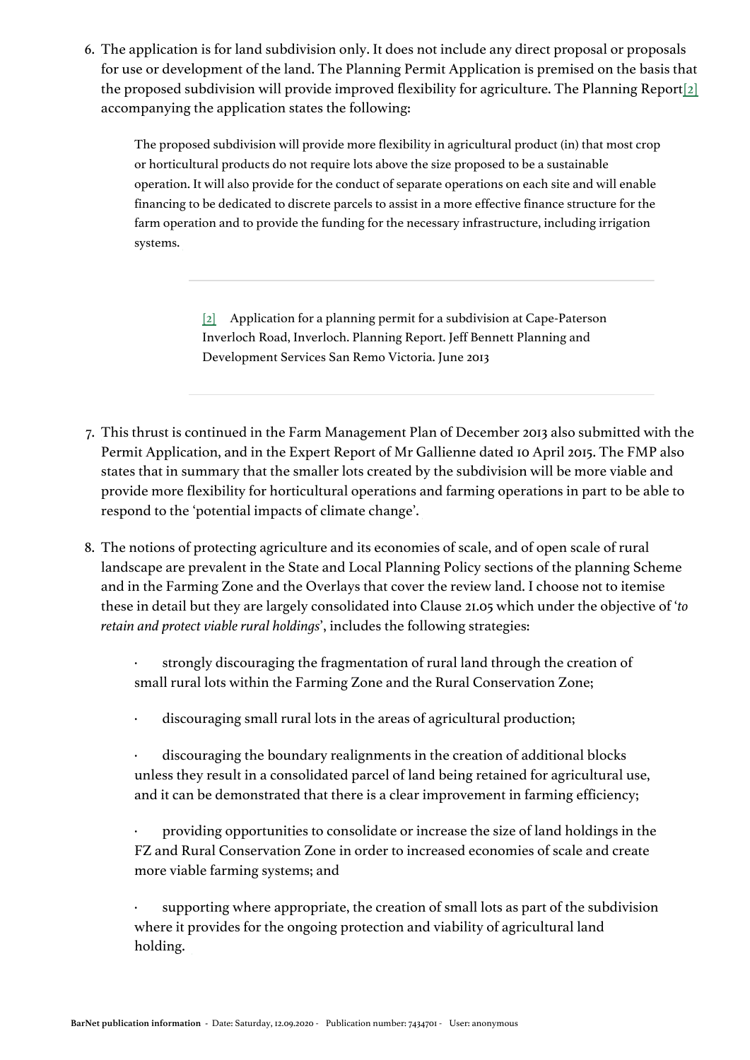6. The application is for land subdivision only. It does not include any direct proposal or proposals for use or development of the land. The Planning Permit Application is premised on the basis that the proposed subdivision will provide improved flexibility for agriculture. The Planning Report[2] accompanying the application states the following:

> The proposed subdivision will provide more flexibility in agricultural product (in) that most crop or horticultural products do not require lots above the size proposed to be a sustainable operation. It will also provide for the conduct of separate operations on each site and will enable financing to be dedicated to discrete parcels to assist in a more effective finance structure for the farm operation and to provide the funding for the necessary infrastructure, including irrigation systems.

[2] Application for a planning permit for a subdivision at Cape-Paterson Inverloch Road, Inverloch. Planning Report. Jeff Bennett Planning and Development Services San Remo Victoria. June 2013

7. This thrust is continued in the Farm Management Plan of December 2013 also submitted with the Permit Application, and in the Expert Report of Mr Gallienne dated 10 April 2015. The FMP also states that in summary that the smaller lots created by the subdivision will be more viable and provide more flexibility for horticultural operations and farming operations in part to be able to respond to the 'potential impacts of climate change'.

8. The notions of protecting agriculture and its economies of scale, and of open scale of rural landscape are prevalent in the State and Local Planning Policy sections of the planning Scheme and in the Farming Zone and the Overlays that cover the review land. I choose not to itemise these in detail but they are largely consolidated into Clause 21.05 which under the objective of '*to retain and protect viable rural holdings*', includes the following strategies:

   · strongly discouraging the fragmentation of rural land through the creation of small rural lots within the Farming Zone and the Rural Conservation Zone;

   · discouraging small rural lots in the areas of agricultural production;

   · discouraging the boundary realignments in the creation of additional blocks unless they result in a consolidated parcel of land being retained for agricultural use, and it can be demonstrated that there is a clear improvement in farming efficiency;

   · providing opportunities to consolidate or increase the size of land holdings in the FZ and Rural Conservation Zone in order to increased economies of scale and create more viable farming systems; and

   · supporting where appropriate, the creation of small lots as part of the subdivision where it provides for the ongoing protection and viability of agricultural land holding.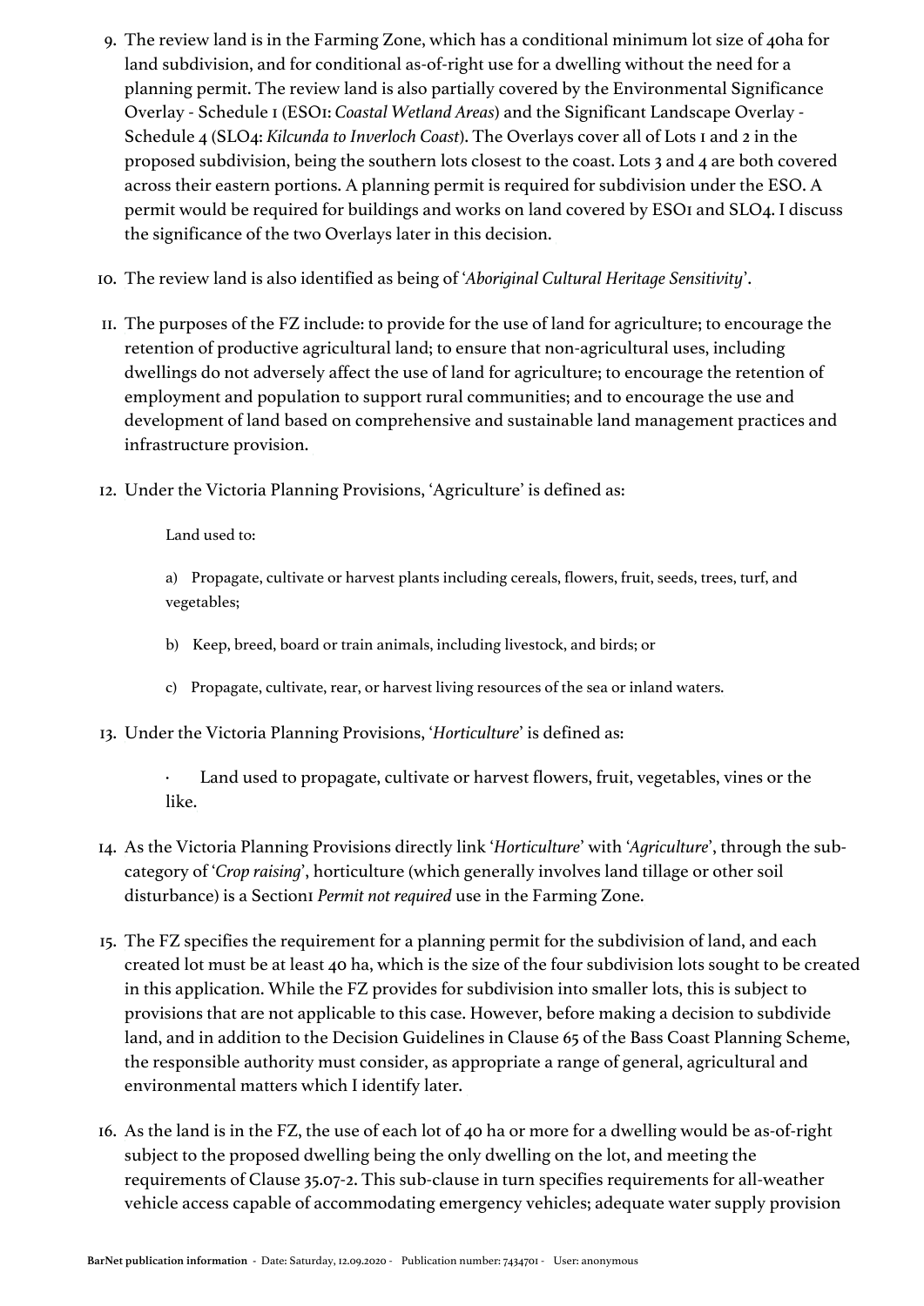9. The review land is in the Farming Zone, which has a conditional minimum lot size of 40ha for land subdivision, and for conditional as-of-right use for a dwelling without the need for a planning permit. The review land is also partially covered by the Environmental Significance Overlay - Schedule 1 (ESO1: *Coastal Wetland Areas*) and the Significant Landscape Overlay - Schedule 4 (SLO4: *Kilcunda to Inverloch Coast*). The Overlays cover all of Lots 1 and 2 in the proposed subdivision, being the southern lots closest to the coast. Lots 3 and 4 are both covered across their eastern portions. A planning permit is required for subdivision under the ESO. A permit would be required for buildings and works on land covered by ESO1 and SLO4. I discuss the significance of the two Overlays later in this decision.

10. The review land is also identified as being of '*Aboriginal Cultural Heritage Sensitivity*'.

11. The purposes of the FZ include: to provide for the use of land for agriculture; to encourage the retention of productive agricultural land; to ensure that non-agricultural uses, including dwellings do not adversely affect the use of land for agriculture; to encourage the retention of employment and population to support rural communities; and to encourage the use and development of land based on comprehensive and sustainable land management practices and infrastructure provision.

12. Under the Victoria Planning Provisions, 'Agriculture' is defined as:

    Land used to:

    a) Propagate, cultivate or harvest plants including cereals, flowers, fruit, seeds, trees, turf, and vegetables;

    b) Keep, breed, board or train animals, including livestock, and birds; or

    c) Propagate, cultivate, rear, or harvest living resources of the sea or inland waters.

13. Under the Victoria Planning Provisions, '*Horticulture*' is defined as:

    · Land used to propagate, cultivate or harvest flowers, fruit, vegetables, vines or the like.

14. As the Victoria Planning Provisions directly link '*Horticulture*' with '*Agriculture*', through the sub-category of '*Crop raising*', horticulture (which generally involves land tillage or other soil disturbance) is a Section1 *Permit not required* use in the Farming Zone.

15. The FZ specifies the requirement for a planning permit for the subdivision of land, and each created lot must be at least 40 ha, which is the size of the four subdivision lots sought to be created in this application. While the FZ provides for subdivision into smaller lots, this is subject to provisions that are not applicable to this case. However, before making a decision to subdivide land, and in addition to the Decision Guidelines in Clause 65 of the Bass Coast Planning Scheme, the responsible authority must consider, as appropriate a range of general, agricultural and environmental matters which I identify later.

16. As the land is in the FZ, the use of each lot of 40 ha or more for a dwelling would be as-of-right subject to the proposed dwelling being the only dwelling on the lot, and meeting the requirements of Clause 35.07-2. This sub-clause in turn specifies requirements for all-weather vehicle access capable of accommodating emergency vehicles; adequate water supply provision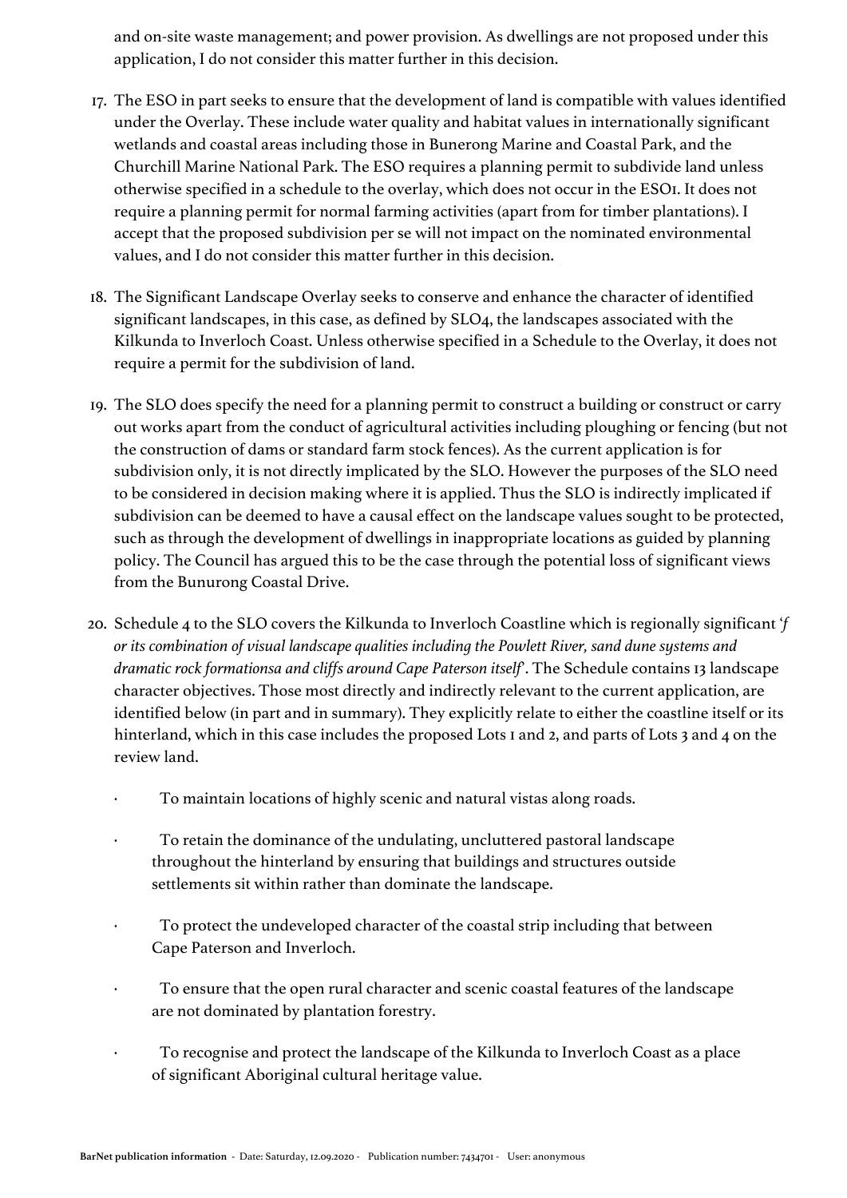and on-site waste management; and power provision. As dwellings are not proposed under this application, I do not consider this matter further in this decision.

17. The ESO in part seeks to ensure that the development of land is compatible with values identified under the Overlay. These include water quality and habitat values in internationally significant wetlands and coastal areas including those in Bunerong Marine and Coastal Park, and the Churchill Marine National Park. The ESO requires a planning permit to subdivide land unless otherwise specified in a schedule to the overlay, which does not occur in the ESO1. It does not require a planning permit for normal farming activities (apart from for timber plantations). I accept that the proposed subdivision per se will not impact on the nominated environmental values, and I do not consider this matter further in this decision.

18. The Significant Landscape Overlay seeks to conserve and enhance the character of identified significant landscapes, in this case, as defined by SLO4, the landscapes associated with the Kilkunda to Inverloch Coast. Unless otherwise specified in a Schedule to the Overlay, it does not require a permit for the subdivision of land.

19. The SLO does specify the need for a planning permit to construct a building or construct or carry out works apart from the conduct of agricultural activities including ploughing or fencing (but not the construction of dams or standard farm stock fences). As the current application is for subdivision only, it is not directly implicated by the SLO. However the purposes of the SLO need to be considered in decision making where it is applied. Thus the SLO is indirectly implicated if subdivision can be deemed to have a causal effect on the landscape values sought to be protected, such as through the development of dwellings in inappropriate locations as guided by planning policy. The Council has argued this to be the case through the potential loss of significant views from the Bunurong Coastal Drive.

20. Schedule 4 to the SLO covers the Kilkunda to Inverloch Coastline which is regionally significant '*f or its combination of visual landscape qualities including the Powlett River, sand dune systems and dramatic rock formationsa and cliffs around Cape Paterson itself*'. The Schedule contains 13 landscape character objectives. Those most directly and indirectly relevant to the current application, are identified below (in part and in summary). They explicitly relate to either the coastline itself or its hinterland, which in this case includes the proposed Lots 1 and 2, and parts of Lots 3 and 4 on the review land.

    - To maintain locations of highly scenic and natural vistas along roads.
    - To retain the dominance of the undulating, uncluttered pastoral landscape throughout the hinterland by ensuring that buildings and structures outside settlements sit within rather than dominate the landscape.
    - To protect the undeveloped character of the coastal strip including that between Cape Paterson and Inverloch.
    - To ensure that the open rural character and scenic coastal features of the landscape are not dominated by plantation forestry.
    - To recognise and protect the landscape of the Kilkunda to Inverloch Coast as a place of significant Aboriginal cultural heritage value.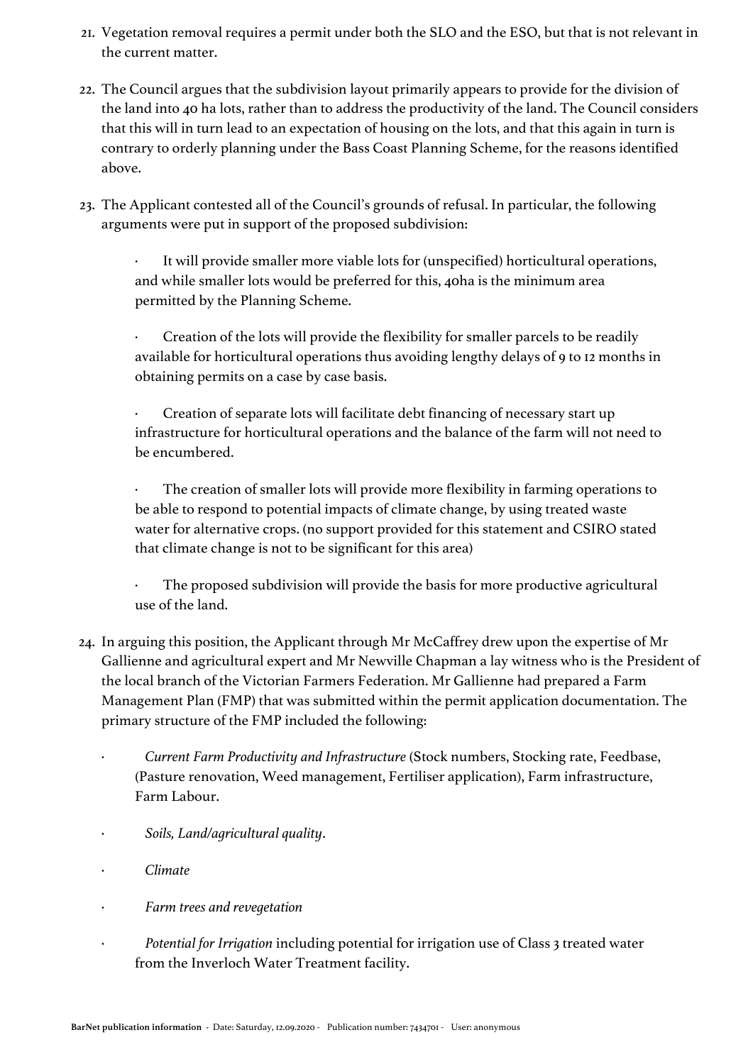21. Vegetation removal requires a permit under both the SLO and the ESO, but that is not relevant in the current matter.

22. The Council argues that the subdivision layout primarily appears to provide for the division of the land into 40 ha lots, rather than to address the productivity of the land. The Council considers that this will in turn lead to an expectation of housing on the lots, and that this again in turn is contrary to orderly planning under the Bass Coast Planning Scheme, for the reasons identified above.

23. The Applicant contested all of the Council's grounds of refusal. In particular, the following arguments were put in support of the proposed subdivision:

    - It will provide smaller more viable lots for (unspecified) horticultural operations, and while smaller lots would be preferred for this, 40ha is the minimum area permitted by the Planning Scheme.

    - Creation of the lots will provide the flexibility for smaller parcels to be readily available for horticultural operations thus avoiding lengthy delays of 9 to 12 months in obtaining permits on a case by case basis.

    - Creation of separate lots will facilitate debt financing of necessary start up infrastructure for horticultural operations and the balance of the farm will not need to be encumbered.

    - The creation of smaller lots will provide more flexibility in farming operations to be able to respond to potential impacts of climate change, by using treated waste water for alternative crops. (no support provided for this statement and CSIRO stated that climate change is not to be significant for this area)

    - The proposed subdivision will provide the basis for more productive agricultural use of the land.

24. In arguing this position, the Applicant through Mr McCaffrey drew upon the expertise of Mr Gallienne and agricultural expert and Mr Newville Chapman a lay witness who is the President of the local branch of the Victorian Farmers Federation. Mr Gallienne had prepared a Farm Management Plan (FMP) that was submitted within the permit application documentation. The primary structure of the FMP included the following:

    - *Current Farm Productivity and Infrastructure* (Stock numbers, Stocking rate, Feedbase, (Pasture renovation, Weed management, Fertiliser application), Farm infrastructure, Farm Labour.

    - *Soils, Land/agricultural quality*.

    - *Climate*

    - *Farm trees and revegetation*

    - *Potential for Irrigation* including potential for irrigation use of Class 3 treated water from the Inverloch Water Treatment facility.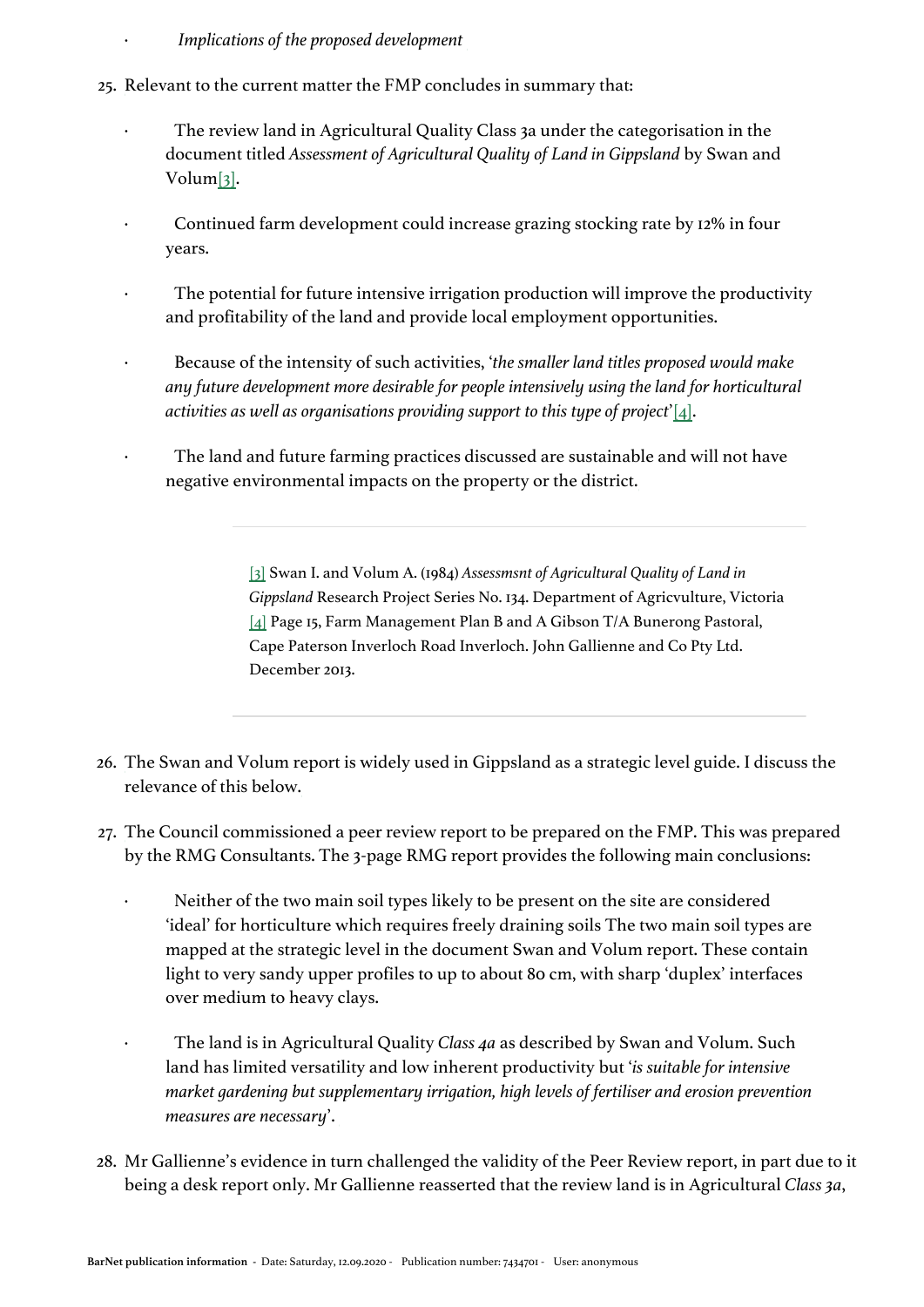- *Implications of the proposed development*

25. Relevant to the current matter the FMP concludes in summary that:

    - The review land in Agricultural Quality Class 3a under the categorisation in the document titled *Assessment of Agricultural Quality of Land in Gippsland* by Swan and Volum[3].
    - Continued farm development could increase grazing stocking rate by 12% in four years.
    - The potential for future intensive irrigation production will improve the productivity and profitability of the land and provide local employment opportunities.
    - Because of the intensity of such activities, '*the smaller land titles proposed would make any future development more desirable for people intensively using the land for horticultural activities as well as organisations providing support to this type of project*'[4].
    - The land and future farming practices discussed are sustainable and will not have negative environmental impacts on the property or the district.

---

[3] Swan I. and Volum A. (1984) *Assessmsnt of Agricultural Quality of Land in Gippsland* Research Project Series No. 134. Department of Agricvulture, Victoria
[4] Page 15, Farm Management Plan B and A Gibson T/A Bunerong Pastoral, Cape Paterson Inverloch Road Inverloch. John Gallienne and Co Pty Ltd. December 2013.

---

26. The Swan and Volum report is widely used in Gippsland as a strategic level guide. I discuss the relevance of this below.

27. The Council commissioned a peer review report to be prepared on the FMP. This was prepared by the RMG Consultants. The 3-page RMG report provides the following main conclusions:

    - Neither of the two main soil types likely to be present on the site are considered 'ideal' for horticulture which requires freely draining soils The two main soil types are mapped at the strategic level in the document Swan and Volum report. These contain light to very sandy upper profiles to up to about 80 cm, with sharp 'duplex' interfaces over medium to heavy clays.
    - The land is in Agricultural Quality *Class 4a* as described by Swan and Volum. Such land has limited versatility and low inherent productivity but '*is suitable for intensive market gardening but supplementary irrigation, high levels of fertiliser and erosion prevention measures are necessary*'.

28. Mr Gallienne's evidence in turn challenged the validity of the Peer Review report, in part due to it being a desk report only. Mr Gallienne reasserted that the review land is in Agricultural *Class 3a*,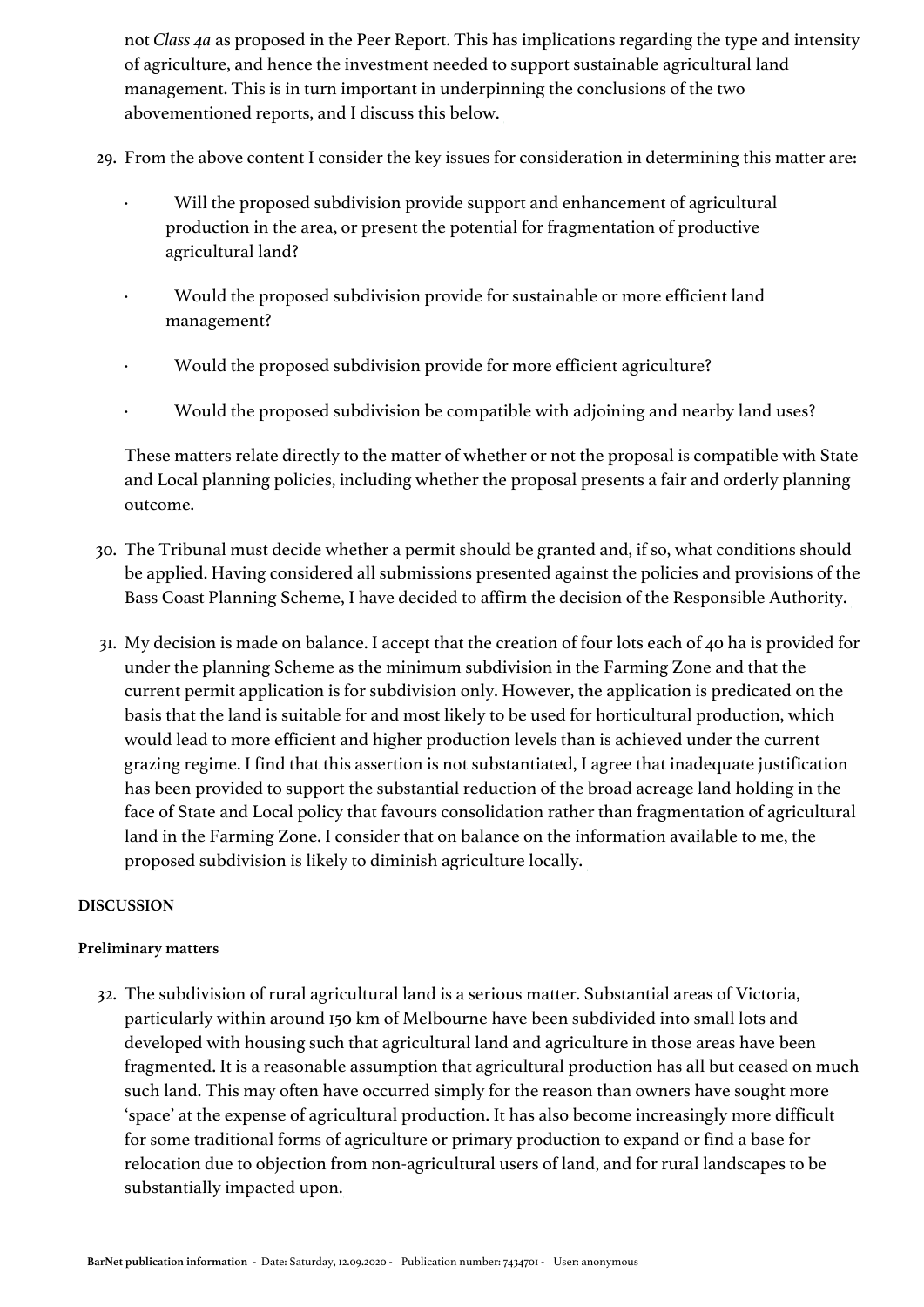not *Class 4a* as proposed in the Peer Report. This has implications regarding the type and intensity of agriculture, and hence the investment needed to support sustainable agricultural land management. This is in turn important in underpinning the conclusions of the two abovementioned reports, and I discuss this below.

29. From the above content I consider the key issues for consideration in determining this matter are:

    - Will the proposed subdivision provide support and enhancement of agricultural production in the area, or present the potential for fragmentation of productive agricultural land?
    - Would the proposed subdivision provide for sustainable or more efficient land management?
    - Would the proposed subdivision provide for more efficient agriculture?
    - Would the proposed subdivision be compatible with adjoining and nearby land uses?

    These matters relate directly to the matter of whether or not the proposal is compatible with State and Local planning policies, including whether the proposal presents a fair and orderly planning outcome.

30. The Tribunal must decide whether a permit should be granted and, if so, what conditions should be applied. Having considered all submissions presented against the policies and provisions of the Bass Coast Planning Scheme, I have decided to affirm the decision of the Responsible Authority.

31. My decision is made on balance. I accept that the creation of four lots each of 40 ha is provided for under the planning Scheme as the minimum subdivision in the Farming Zone and that the current permit application is for subdivision only. However, the application is predicated on the basis that the land is suitable for and most likely to be used for horticultural production, which would lead to more efficient and higher production levels than is achieved under the current grazing regime. I find that this assertion is not substantiated, I agree that inadequate justification has been provided to support the substantial reduction of the broad acreage land holding in the face of State and Local policy that favours consolidation rather than fragmentation of agricultural land in the Farming Zone. I consider that on balance on the information available to me, the proposed subdivision is likely to diminish agriculture locally.

**DISCUSSION**

**Preliminary matters**

32. The subdivision of rural agricultural land is a serious matter. Substantial areas of Victoria, particularly within around 150 km of Melbourne have been subdivided into small lots and developed with housing such that agricultural land and agriculture in those areas have been fragmented. It is a reasonable assumption that agricultural production has all but ceased on much such land. This may often have occurred simply for the reason than owners have sought more 'space' at the expense of agricultural production. It has also become increasingly more difficult for some traditional forms of agriculture or primary production to expand or find a base for relocation due to objection from non-agricultural users of land, and for rural landscapes to be substantially impacted upon.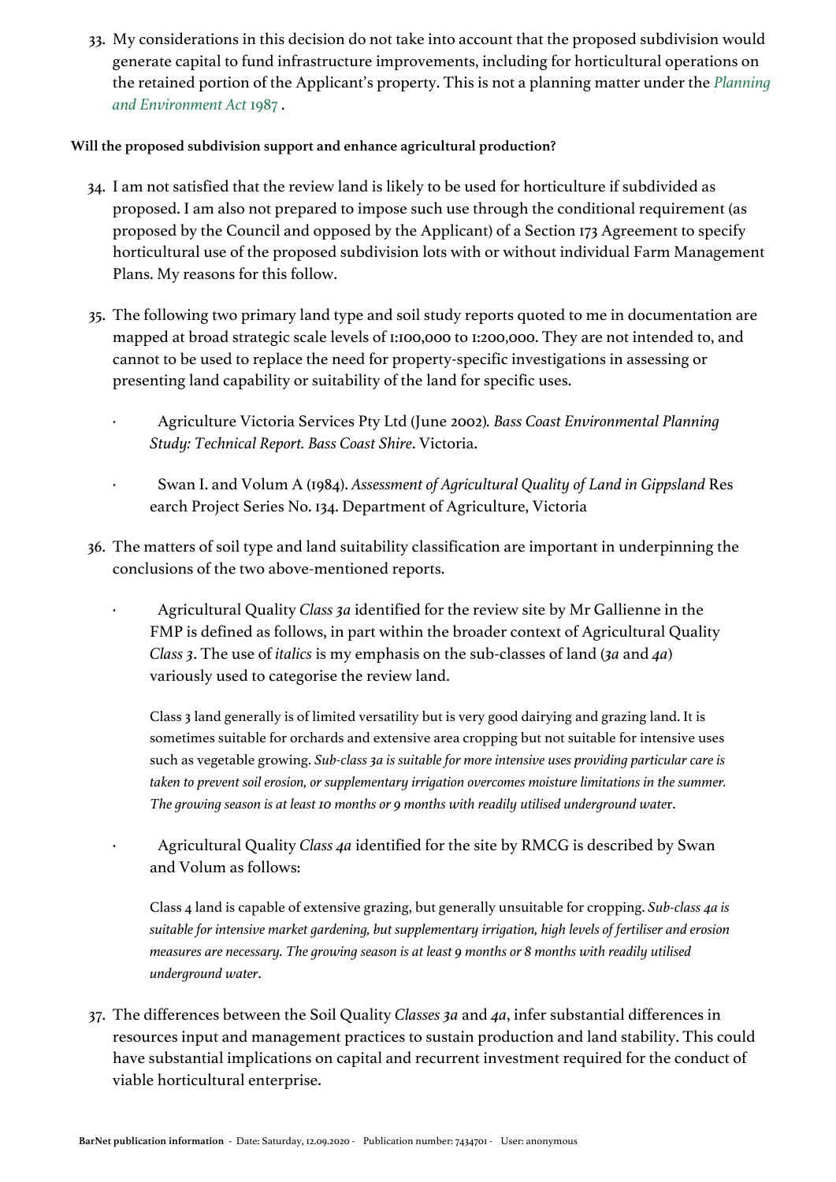33. My considerations in this decision do not take into account that the proposed subdivision would generate capital to fund infrastructure improvements, including for horticultural operations on the retained portion of the Applicant's property. This is not a planning matter under the *Planning and Environment Act* 1987 .

**Will the proposed subdivision support and enhance agricultural production?**

34. I am not satisfied that the review land is likely to be used for horticulture if subdivided as proposed. I am also not prepared to impose such use through the conditional requirement (as proposed by the Council and opposed by the Applicant) of a Section 173 Agreement to specify horticultural use of the proposed subdivision lots with or without individual Farm Management Plans. My reasons for this follow.

35. The following two primary land type and soil study reports quoted to me in documentation are mapped at broad strategic scale levels of 1:100,000 to 1:200,000. They are not intended to, and cannot to be used to replace the need for property-specific investigations in assessing or presenting land capability or suitability of the land for specific uses.

    · Agriculture Victoria Services Pty Ltd (June 2002). *Bass Coast Environmental Planning Study: Technical Report. Bass Coast Shire*. Victoria.

    · Swan I. and Volum A (1984). *Assessment of Agricultural Quality of Land in Gippsland* Res earch Project Series No. 134. Department of Agriculture, Victoria

36. The matters of soil type and land suitability classification are important in underpinning the conclusions of the two above-mentioned reports.

    · Agricultural Quality *Class 3a* identified for the review site by Mr Gallienne in the FMP is defined as follows, in part within the broader context of Agricultural Quality *Class 3*. The use of *italics* is my emphasis on the sub-classes of land (*3a* and *4a*) variously used to categorise the review land.

    Class 3 land generally is of limited versatility but is very good dairying and grazing land. It is sometimes suitable for orchards and extensive area cropping but not suitable for intensive uses such as vegetable growing. *Sub-class 3a is suitable for more intensive uses providing particular care is taken to prevent soil erosion, or supplementary irrigation overcomes moisture limitations in the summer. The growing season is at least 10 months or 9 months with readily utilised underground wate*r.

    · Agricultural Quality *Class 4a* identified for the site by RMCG is described by Swan and Volum as follows:

    Class 4 land is capable of extensive grazing, but generally unsuitable for cropping. *Sub-class 4a is suitable for intensive market gardening, but supplementary irrigation, high levels of fertiliser and erosion measures are necessary. The growing season is at least 9 months or 8 months with readily utilised underground water*.

37. The differences between the Soil Quality *Classes 3a* and *4a*, infer substantial differences in resources input and management practices to sustain production and land stability. This could have substantial implications on capital and recurrent investment required for the conduct of viable horticultural enterprise.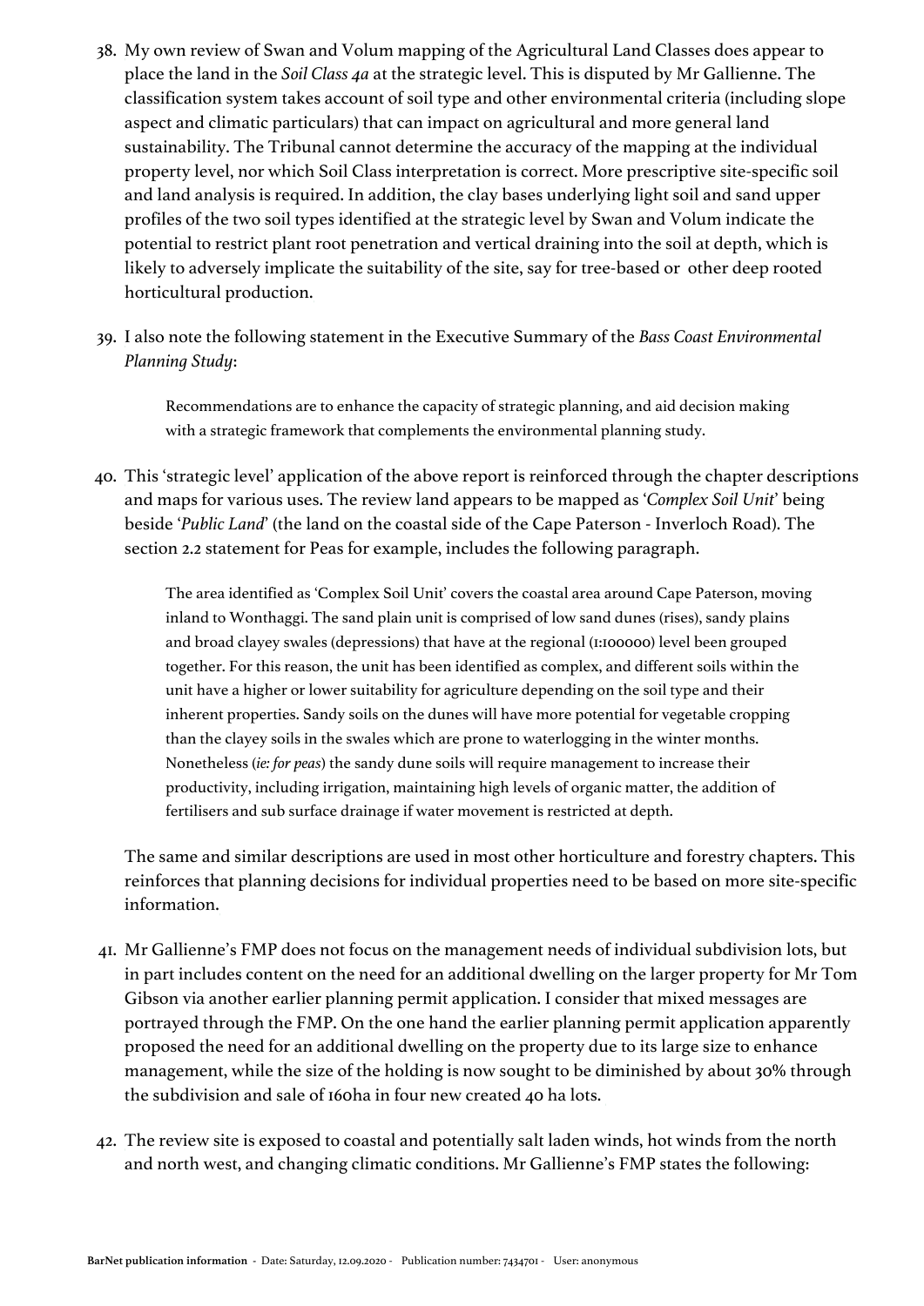38. My own review of Swan and Volum mapping of the Agricultural Land Classes does appear to place the land in the *Soil Class 4a* at the strategic level. This is disputed by Mr Gallienne. The classification system takes account of soil type and other environmental criteria (including slope aspect and climatic particulars) that can impact on agricultural and more general land sustainability. The Tribunal cannot determine the accuracy of the mapping at the individual property level, nor which Soil Class interpretation is correct. More prescriptive site-specific soil and land analysis is required. In addition, the clay bases underlying light soil and sand upper profiles of the two soil types identified at the strategic level by Swan and Volum indicate the potential to restrict plant root penetration and vertical draining into the soil at depth, which is likely to adversely implicate the suitability of the site, say for tree-based or other deep rooted horticultural production.

39. I also note the following statement in the Executive Summary of the *Bass Coast Environmental Planning Study*:

> Recommendations are to enhance the capacity of strategic planning, and aid decision making with a strategic framework that complements the environmental planning study.

40. This 'strategic level' application of the above report is reinforced through the chapter descriptions and maps for various uses. The review land appears to be mapped as '*Complex Soil Unit*' being beside '*Public Land*' (the land on the coastal side of the Cape Paterson - Inverloch Road). The section 2.2 statement for Peas for example, includes the following paragraph.

> The area identified as 'Complex Soil Unit' covers the coastal area around Cape Paterson, moving inland to Wonthaggi. The sand plain unit is comprised of low sand dunes (rises), sandy plains and broad clayey swales (depressions) that have at the regional (1:100000) level been grouped together. For this reason, the unit has been identified as complex, and different soils within the unit have a higher or lower suitability for agriculture depending on the soil type and their inherent properties. Sandy soils on the dunes will have more potential for vegetable cropping than the clayey soils in the swales which are prone to waterlogging in the winter months. Nonetheless (*ie: for peas*) the sandy dune soils will require management to increase their productivity, including irrigation, maintaining high levels of organic matter, the addition of fertilisers and sub surface drainage if water movement is restricted at depth.

The same and similar descriptions are used in most other horticulture and forestry chapters. This reinforces that planning decisions for individual properties need to be based on more site-specific information.

41. Mr Gallienne's FMP does not focus on the management needs of individual subdivision lots, but in part includes content on the need for an additional dwelling on the larger property for Mr Tom Gibson via another earlier planning permit application. I consider that mixed messages are portrayed through the FMP. On the one hand the earlier planning permit application apparently proposed the need for an additional dwelling on the property due to its large size to enhance management, while the size of the holding is now sought to be diminished by about 30% through the subdivision and sale of 160ha in four new created 40 ha lots.

42. The review site is exposed to coastal and potentially salt laden winds, hot winds from the north and north west, and changing climatic conditions. Mr Gallienne's FMP states the following: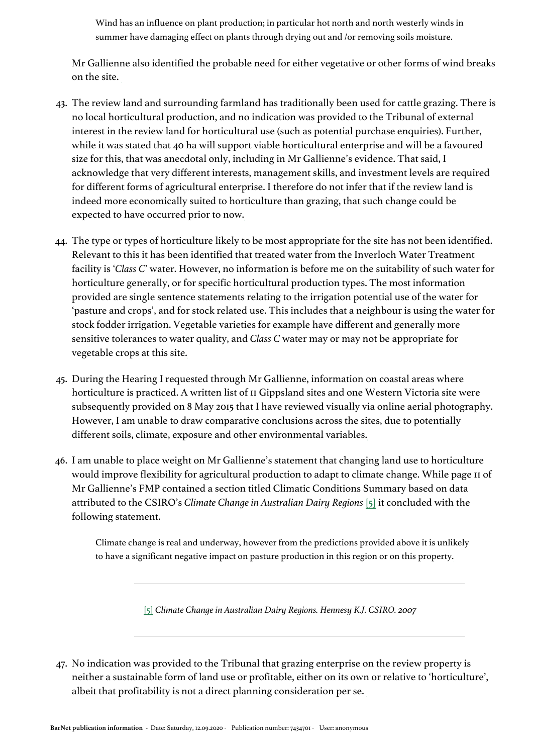> Wind has an influence on plant production; in particular hot north and north westerly winds in summer have damaging effect on plants through drying out and /or removing soils moisture.

Mr Gallienne also identified the probable need for either vegetative or other forms of wind breaks on the site.

43. The review land and surrounding farmland has traditionally been used for cattle grazing. There is no local horticultural production, and no indication was provided to the Tribunal of external interest in the review land for horticultural use (such as potential purchase enquiries). Further, while it was stated that 40 ha will support viable horticultural enterprise and will be a favoured size for this, that was anecdotal only, including in Mr Gallienne's evidence. That said, I acknowledge that very different interests, management skills, and investment levels are required for different forms of agricultural enterprise. I therefore do not infer that if the review land is indeed more economically suited to horticulture than grazing, that such change could be expected to have occurred prior to now.

44. The type or types of horticulture likely to be most appropriate for the site has not been identified. Relevant to this it has been identified that treated water from the Inverloch Water Treatment facility is '*Class C*' water. However, no information is before me on the suitability of such water for horticulture generally, or for specific horticultural production types. The most information provided are single sentence statements relating to the irrigation potential use of the water for 'pasture and crops', and for stock related use. This includes that a neighbour is using the water for stock fodder irrigation. Vegetable varieties for example have different and generally more sensitive tolerances to water quality, and *Class C* water may or may not be appropriate for vegetable crops at this site.

45. During the Hearing I requested through Mr Gallienne, information on coastal areas where horticulture is practiced. A written list of 11 Gippsland sites and one Western Victoria site were subsequently provided on 8 May 2015 that I have reviewed visually via online aerial photography. However, I am unable to draw comparative conclusions across the sites, due to potentially different soils, climate, exposure and other environmental variables.

46. I am unable to place weight on Mr Gallienne's statement that changing land use to horticulture would improve flexibility for agricultural production to adapt to climate change. While page 11 of Mr Gallienne's FMP contained a section titled Climatic Conditions Summary based on data attributed to the CSIRO's *Climate Change in Australian Dairy Regions* [5] it concluded with the following statement.

> Climate change is real and underway, however from the predictions provided above it is unlikely to have a significant negative impact on pasture production in this region or on this property.

[5] *Climate Change in Australian Dairy Regions. Hennesy K.J. CSIRO. 2007*

47. No indication was provided to the Tribunal that grazing enterprise on the review property is neither a sustainable form of land use or profitable, either on its own or relative to 'horticulture', albeit that profitability is not a direct planning consideration per se.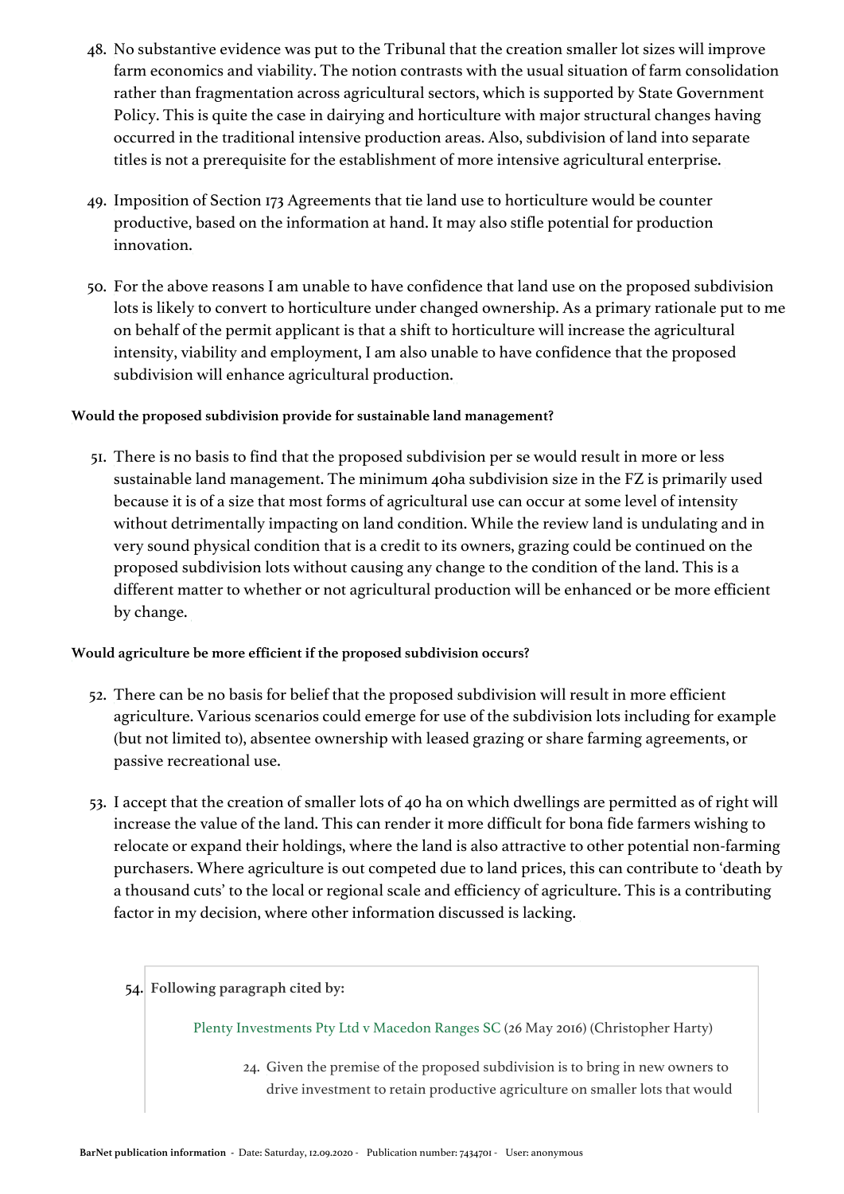48. No substantive evidence was put to the Tribunal that the creation smaller lot sizes will improve farm economics and viability. The notion contrasts with the usual situation of farm consolidation rather than fragmentation across agricultural sectors, which is supported by State Government Policy. This is quite the case in dairying and horticulture with major structural changes having occurred in the traditional intensive production areas. Also, subdivision of land into separate titles is not a prerequisite for the establishment of more intensive agricultural enterprise.

49. Imposition of Section 173 Agreements that tie land use to horticulture would be counter productive, based on the information at hand. It may also stifle potential for production innovation.

50. For the above reasons I am unable to have confidence that land use on the proposed subdivision lots is likely to convert to horticulture under changed ownership. As a primary rationale put to me on behalf of the permit applicant is that a shift to horticulture will increase the agricultural intensity, viability and employment, I am also unable to have confidence that the proposed subdivision will enhance agricultural production.

**Would the proposed subdivision provide for sustainable land management?**

51. There is no basis to find that the proposed subdivision per se would result in more or less sustainable land management. The minimum 40ha subdivision size in the FZ is primarily used because it is of a size that most forms of agricultural use can occur at some level of intensity without detrimentally impacting on land condition. While the review land is undulating and in very sound physical condition that is a credit to its owners, grazing could be continued on the proposed subdivision lots without causing any change to the condition of the land. This is a different matter to whether or not agricultural production will be enhanced or be more efficient by change.

**Would agriculture be more efficient if the proposed subdivision occurs?**

52. There can be no basis for belief that the proposed subdivision will result in more efficient agriculture. Various scenarios could emerge for use of the subdivision lots including for example (but not limited to), absentee ownership with leased grazing or share farming agreements, or passive recreational use.

53. I accept that the creation of smaller lots of 40 ha on which dwellings are permitted as of right will increase the value of the land. This can render it more difficult for bona fide farmers wishing to relocate or expand their holdings, where the land is also attractive to other potential non-farming purchasers. Where agriculture is out competed due to land prices, this can contribute to 'death by a thousand cuts' to the local or regional scale and efficiency of agriculture. This is a contributing factor in my decision, where other information discussed is lacking.

54. **Following paragraph cited by:**

 Plenty Investments Pty Ltd v Macedon Ranges SC (26 May 2016) (Christopher Harty)

 24. Given the premise of the proposed subdivision is to bring in new owners to drive investment to retain productive agriculture on smaller lots that would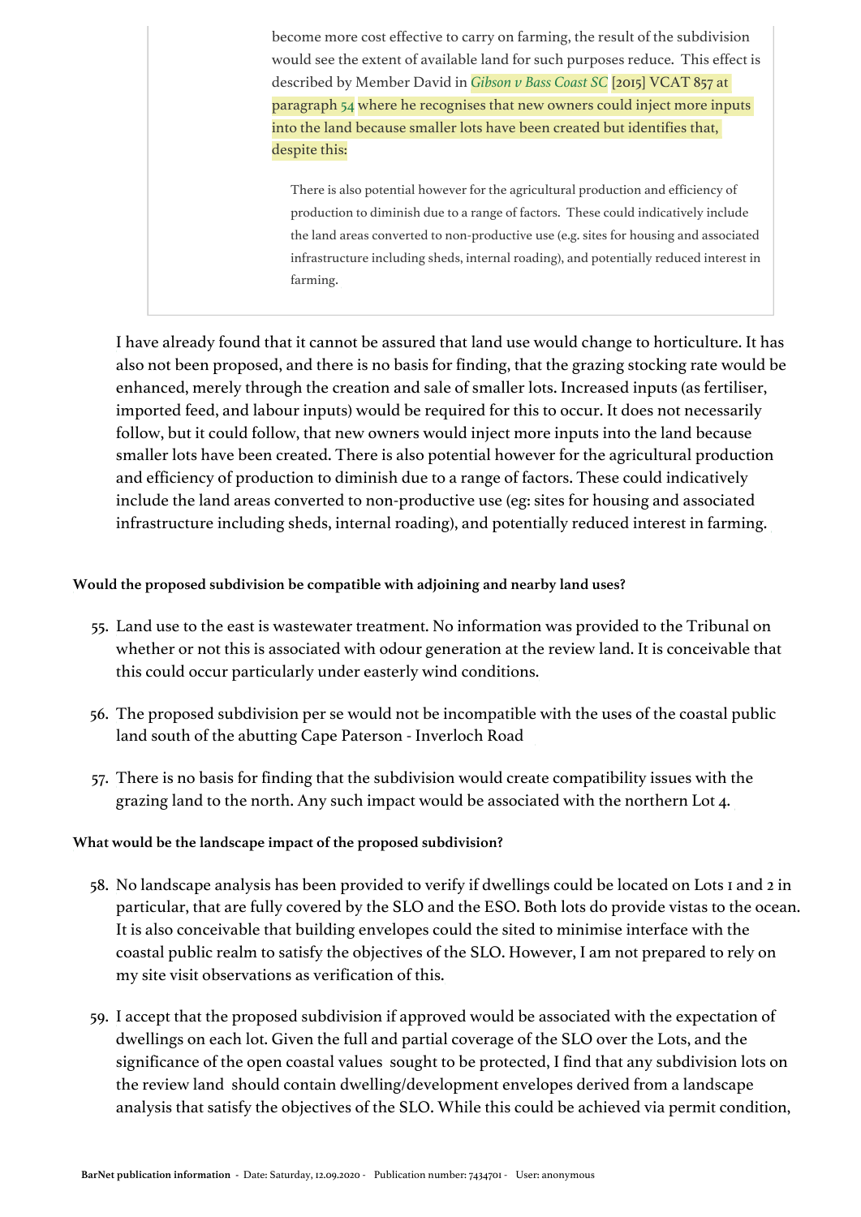> become more cost effective to carry on farming, the result of the subdivision would see the extent of available land for such purposes reduce. This effect is described by Member David in *Gibson v Bass Coast SC* [2015] VCAT 857 at paragraph 54 where he recognises that new owners could inject more inputs into the land because smaller lots have been created but identifies that, despite this:
>
> > There is also potential however for the agricultural production and efficiency of production to diminish due to a range of factors. These could indicatively include the land areas converted to non-productive use (e.g. sites for housing and associated infrastructure including sheds, internal roading), and potentially reduced interest in farming.

I have already found that it cannot be assured that land use would change to horticulture. It has also not been proposed, and there is no basis for finding, that the grazing stocking rate would be enhanced, merely through the creation and sale of smaller lots. Increased inputs (as fertiliser, imported feed, and labour inputs) would be required for this to occur. It does not necessarily follow, but it could follow, that new owners would inject more inputs into the land because smaller lots have been created. There is also potential however for the agricultural production and efficiency of production to diminish due to a range of factors. These could indicatively include the land areas converted to non-productive use (eg: sites for housing and associated infrastructure including sheds, internal roading), and potentially reduced interest in farming.

#### Would the proposed subdivision be compatible with adjoining and nearby land uses?

55. Land use to the east is wastewater treatment. No information was provided to the Tribunal on whether or not this is associated with odour generation at the review land. It is conceivable that this could occur particularly under easterly wind conditions.

56. The proposed subdivision per se would not be incompatible with the uses of the coastal public land south of the abutting Cape Paterson - Inverloch Road

57. There is no basis for finding that the subdivision would create compatibility issues with the grazing land to the north. Any such impact would be associated with the northern Lot 4.

#### What would be the landscape impact of the proposed subdivision?

58. No landscape analysis has been provided to verify if dwellings could be located on Lots 1 and 2 in particular, that are fully covered by the SLO and the ESO. Both lots do provide vistas to the ocean. It is also conceivable that building envelopes could the sited to minimise interface with the coastal public realm to satisfy the objectives of the SLO. However, I am not prepared to rely on my site visit observations as verification of this.

59. I accept that the proposed subdivision if approved would be associated with the expectation of dwellings on each lot. Given the full and partial coverage of the SLO over the Lots, and the significance of the open coastal values sought to be protected, I find that any subdivision lots on the review land should contain dwelling/development envelopes derived from a landscape analysis that satisfy the objectives of the SLO. While this could be achieved via permit condition,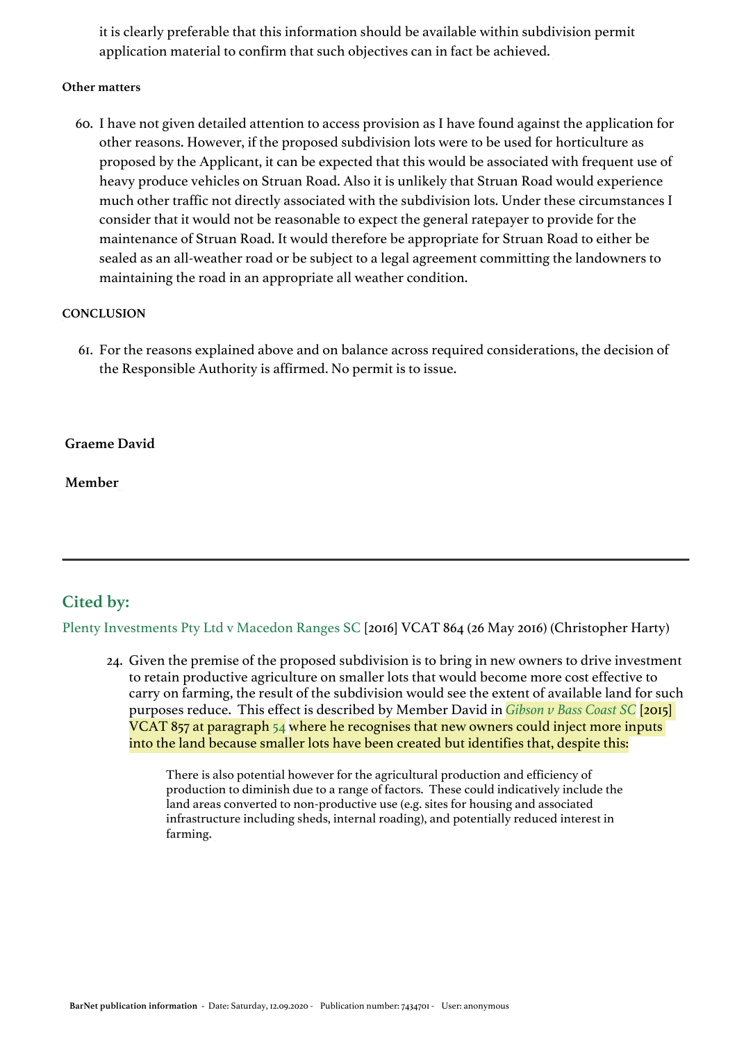it is clearly preferable that this information should be available within subdivision permit application material to confirm that such objectives can in fact be achieved.

**Other matters**

60. I have not given detailed attention to access provision as I have found against the application for other reasons. However, if the proposed subdivision lots were to be used for horticulture as proposed by the Applicant, it can be expected that this would be associated with frequent use of heavy produce vehicles on Struan Road. Also it is unlikely that Struan Road would experience much other traffic not directly associated with the subdivision lots. Under these circumstances I consider that it would not be reasonable to expect the general ratepayer to provide for the maintenance of Struan Road. It would therefore be appropriate for Struan Road to either be sealed as an all-weather road or be subject to a legal agreement committing the landowners to maintaining the road in an appropriate all weather condition.

**CONCLUSION**

61. For the reasons explained above and on balance across required considerations, the decision of the Responsible Authority is affirmed. No permit is to issue.

**Graeme David**

**Member**

---

## Cited by:

Plenty Investments Pty Ltd v Macedon Ranges SC [2016] VCAT 864 (26 May 2016) (Christopher Harty)

> 24. Given the premise of the proposed subdivision is to bring in new owners to drive investment to retain productive agriculture on smaller lots that would become more cost effective to carry on farming, the result of the subdivision would see the extent of available land for such purposes reduce. This effect is described by Member David in *Gibson v Bass Coast SC* [2015] VCAT 857 at paragraph 54 where he recognises that new owners could inject more inputs into the land because smaller lots have been created but identifies that, despite this:
>
> > There is also potential however for the agricultural production and efficiency of production to diminish due to a range of factors. These could indicatively include the land areas converted to non-productive use (e.g. sites for housing and associated infrastructure including sheds, internal roading), and potentially reduced interest in farming.